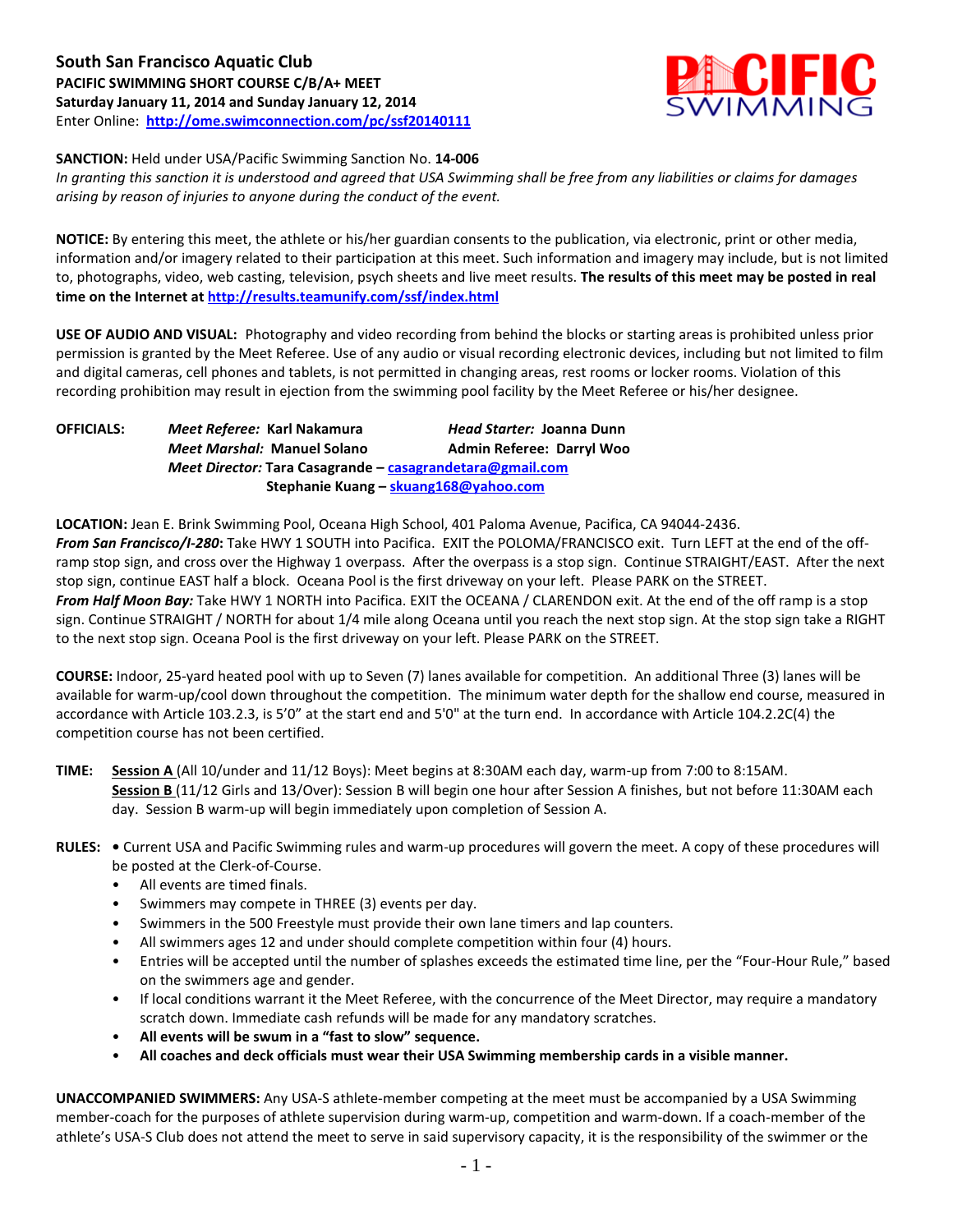**South San Francisco Aquatic Club**
**PACIFIC SWIMMING SHORT COURSE C/B/A+ MEET**
**Saturday January 11, 2014 and Sunday January 12, 2014**
Enter Online: **http://ome.swimconnection.com/pc/ssf20140111**

**SANCTION:** Held under USA/Pacific Swimming Sanction No. **14-006**
*In granting this sanction it is understood and agreed that USA Swimming shall be free from any liabilities or claims for damages arising by reason of injuries to anyone during the conduct of the event.*

**NOTICE:** By entering this meet, the athlete or his/her guardian consents to the publication, via electronic, print or other media, information and/or imagery related to their participation at this meet. Such information and imagery may include, but is not limited to, photographs, video, web casting, television, psych sheets and live meet results. **The results of this meet may be posted in real time on the Internet at http://results.teamunify.com/ssf/index.html**

**USE OF AUDIO AND VISUAL:** Photography and video recording from behind the blocks or starting areas is prohibited unless prior permission is granted by the Meet Referee. Use of any audio or visual recording electronic devices, including but not limited to film and digital cameras, cell phones and tablets, is not permitted in changing areas, rest rooms or locker rooms. Violation of this recording prohibition may result in ejection from the swimming pool facility by the Meet Referee or his/her designee.

**OFFICIALS:** *Meet Referee:* **Karl Nakamura** — *Head Starter:* **Joanna Dunn**
*Meet Marshal:* **Manuel Solano** — **Admin Referee: Darryl Woo**
*Meet Director:* **Tara Casagrande – casagrandetara@gmail.com**
**Stephanie Kuang – skuang168@yahoo.com**

**LOCATION:** Jean E. Brink Swimming Pool, Oceana High School, 401 Paloma Avenue, Pacifica, CA 94044-2436.
***From San Francisco/I-280*:** Take HWY 1 SOUTH into Pacifica. EXIT the POLOMA/FRANCISCO exit. Turn LEFT at the end of the off-ramp stop sign, and cross over the Highway 1 overpass. After the overpass is a stop sign. Continue STRAIGHT/EAST. After the next stop sign, continue EAST half a block. Oceana Pool is the first driveway on your left. Please PARK on the STREET.
***From Half Moon Bay:*** Take HWY 1 NORTH into Pacifica. EXIT the OCEANA / CLARENDON exit. At the end of the off ramp is a stop sign. Continue STRAIGHT / NORTH for about 1/4 mile along Oceana until you reach the next stop sign. At the stop sign take a RIGHT to the next stop sign. Oceana Pool is the first driveway on your left. Please PARK on the STREET.

**COURSE:** Indoor, 25-yard heated pool with up to Seven (7) lanes available for competition. An additional Three (3) lanes will be available for warm-up/cool down throughout the competition. The minimum water depth for the shallow end course, measured in accordance with Article 103.2.3, is 5'0" at the start end and 5'0" at the turn end. In accordance with Article 104.2.2C(4) the competition course has not been certified.

**TIME:** Session A (All 10/under and 11/12 Boys): Meet begins at 8:30AM each day, warm-up from 7:00 to 8:15AM.
Session B (11/12 Girls and 13/Over): Session B will begin one hour after Session A finishes, but not before 11:30AM each day. Session B warm-up will begin immediately upon completion of Session A.

**RULES:**
- Current USA and Pacific Swimming rules and warm-up procedures will govern the meet. A copy of these procedures will be posted at the Clerk-of-Course.
- All events are timed finals.
- Swimmers may compete in THREE (3) events per day.
- Swimmers in the 500 Freestyle must provide their own lane timers and lap counters.
- All swimmers ages 12 and under should complete competition within four (4) hours.
- Entries will be accepted until the number of splashes exceeds the estimated time line, per the "Four-Hour Rule," based on the swimmers age and gender.
- If local conditions warrant it the Meet Referee, with the concurrence of the Meet Director, may require a mandatory scratch down. Immediate cash refunds will be made for any mandatory scratches.
- **All events will be swum in a "fast to slow" sequence.**
- **All coaches and deck officials must wear their USA Swimming membership cards in a visible manner.**

**UNACCOMPANIED SWIMMERS:** Any USA-S athlete-member competing at the meet must be accompanied by a USA Swimming member-coach for the purposes of athlete supervision during warm-up, competition and warm-down. If a coach-member of the athlete's USA-S Club does not attend the meet to serve in said supervisory capacity, it is the responsibility of the swimmer or the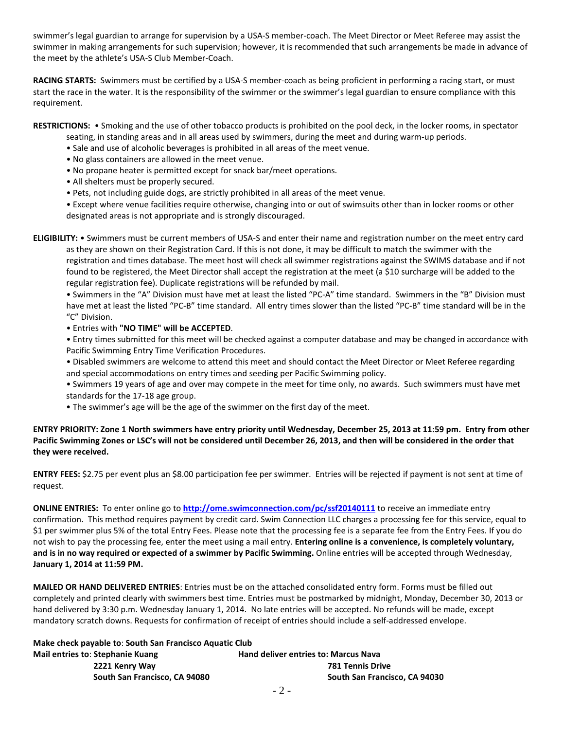swimmer's legal guardian to arrange for supervision by a USA-S member-coach. The Meet Director or Meet Referee may assist the swimmer in making arrangements for such supervision; however, it is recommended that such arrangements be made in advance of the meet by the athlete's USA-S Club Member-Coach.

**RACING STARTS:** Swimmers must be certified by a USA-S member-coach as being proficient in performing a racing start, or must start the race in the water. It is the responsibility of the swimmer or the swimmer's legal guardian to ensure compliance with this requirement.

**RESTRICTIONS:** • Smoking and the use of other tobacco products is prohibited on the pool deck, in the locker rooms, in spectator seating, in standing areas and in all areas used by swimmers, during the meet and during warm-up periods.

- Sale and use of alcoholic beverages is prohibited in all areas of the meet venue.
- No glass containers are allowed in the meet venue.
- No propane heater is permitted except for snack bar/meet operations.
- All shelters must be properly secured.
- Pets, not including guide dogs, are strictly prohibited in all areas of the meet venue.
- Except where venue facilities require otherwise, changing into or out of swimsuits other than in locker rooms or other designated areas is not appropriate and is strongly discouraged.

**ELIGIBILITY:** • Swimmers must be current members of USA-S and enter their name and registration number on the meet entry card as they are shown on their Registration Card. If this is not done, it may be difficult to match the swimmer with the registration and times database. The meet host will check all swimmer registrations against the SWIMS database and if not found to be registered, the Meet Director shall accept the registration at the meet (a $10 surcharge will be added to the regular registration fee). Duplicate registrations will be refunded by mail.

- Swimmers in the "A" Division must have met at least the listed "PC-A" time standard. Swimmers in the "B" Division must have met at least the listed "PC-B" time standard. All entry times slower than the listed "PC-B" time standard will be in the "C" Division.
- Entries with **"NO TIME" will be ACCEPTED**.
- Entry times submitted for this meet will be checked against a computer database and may be changed in accordance with Pacific Swimming Entry Time Verification Procedures.
- Disabled swimmers are welcome to attend this meet and should contact the Meet Director or Meet Referee regarding and special accommodations on entry times and seeding per Pacific Swimming policy.
- Swimmers 19 years of age and over may compete in the meet for time only, no awards. Such swimmers must have met standards for the 17-18 age group.
- The swimmer's age will be the age of the swimmer on the first day of the meet.

**ENTRY PRIORITY: Zone 1 North swimmers have entry priority until Wednesday, December 25, 2013 at 11:59 pm. Entry from other Pacific Swimming Zones or LSC's will not be considered until December 26, 2013, and then will be considered in the order that they were received.**

**ENTRY FEES:** $2.75 per event plus an $8.00 participation fee per swimmer. Entries will be rejected if payment is not sent at time of request.

**ONLINE ENTRIES:** To enter online go to **http://ome.swimconnection.com/pc/ssf20140111** to receive an immediate entry confirmation. This method requires payment by credit card. Swim Connection LLC charges a processing fee for this service, equal to $1 per swimmer plus 5% of the total Entry Fees. Please note that the processing fee is a separate fee from the Entry Fees. If you do not wish to pay the processing fee, enter the meet using a mail entry. **Entering online is a convenience, is completely voluntary, and is in no way required or expected of a swimmer by Pacific Swimming.** Online entries will be accepted through Wednesday, **January 1, 2014 at 11:59 PM.**

**MAILED OR HAND DELIVERED ENTRIES**: Entries must be on the attached consolidated entry form. Forms must be filled out completely and printed clearly with swimmers best time. Entries must be postmarked by midnight, Monday, December 30, 2013 or hand delivered by 3:30 p.m. Wednesday January 1, 2014. No late entries will be accepted. No refunds will be made, except mandatory scratch downs. Requests for confirmation of receipt of entries should include a self-addressed envelope.

**Make check payable to**: **South San Francisco Aquatic Club**

**Mail entries to**: **Stephanie Kuang**
**2221 Kenry Way**
**South San Francisco, CA 94080**

**Hand deliver entries to: Marcus Nava**
**781 Tennis Drive**
**South San Francisco, CA 94030**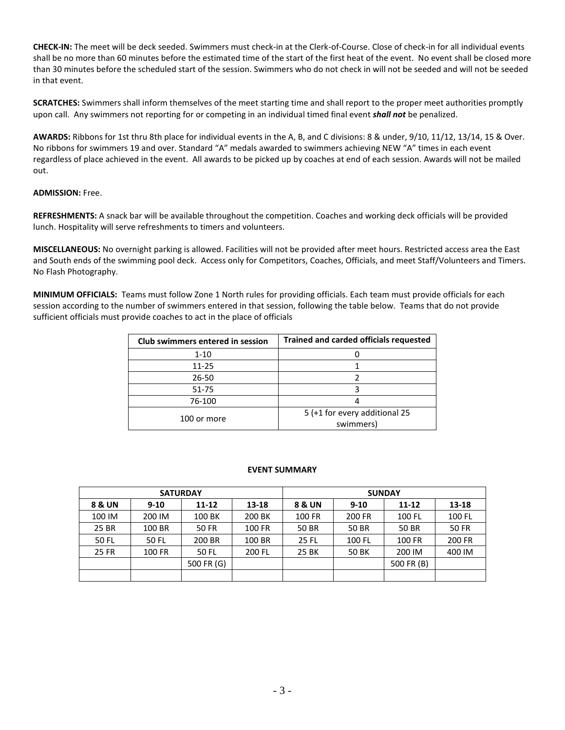**CHECK-IN:** The meet will be deck seeded. Swimmers must check-in at the Clerk-of-Course. Close of check-in for all individual events shall be no more than 60 minutes before the estimated time of the start of the first heat of the event. No event shall be closed more than 30 minutes before the scheduled start of the session. Swimmers who do not check in will not be seeded and will not be seeded in that event.

**SCRATCHES:** Swimmers shall inform themselves of the meet starting time and shall report to the proper meet authorities promptly upon call. Any swimmers not reporting for or competing in an individual timed final event ***shall not*** be penalized.

**AWARDS:** Ribbons for 1st thru 8th place for individual events in the A, B, and C divisions: 8 & under, 9/10, 11/12, 13/14, 15 & Over. No ribbons for swimmers 19 and over. Standard "A" medals awarded to swimmers achieving NEW "A" times in each event regardless of place achieved in the event. All awards to be picked up by coaches at end of each session. Awards will not be mailed out.

**ADMISSION:** Free.

**REFRESHMENTS:** A snack bar will be available throughout the competition. Coaches and working deck officials will be provided lunch. Hospitality will serve refreshments to timers and volunteers.

**MISCELLANEOUS:** No overnight parking is allowed. Facilities will not be provided after meet hours. Restricted access area the East and South ends of the swimming pool deck. Access only for Competitors, Coaches, Officials, and meet Staff/Volunteers and Timers. No Flash Photography.

**MINIMUM OFFICIALS:** Teams must follow Zone 1 North rules for providing officials. Each team must provide officials for each session according to the number of swimmers entered in that session, following the table below. Teams that do not provide sufficient officials must provide coaches to act in the place of officials

| Club swimmers entered in session | Trained and carded officials requested |
|---|---|
| 1-10 | 0 |
| 11-25 | 1 |
| 26-50 | 2 |
| 51-75 | 3 |
| 76-100 | 4 |
| 100 or more | 5 (+1 for every additional 25 swimmers) |

**EVENT SUMMARY**

| SATURDAY | | | | SUNDAY | | | |
|---|---|---|---|---|---|---|---|
| **8 & UN** | **9-10** | **11-12** | **13-18** | **8 & UN** | **9-10** | **11-12** | **13-18** |
| 100 IM | 200 IM | 100 BK | 200 BK | 100 FR | 200 FR | 100 FL | 100 FL |
| 25 BR | 100 BR | 50 FR | 100 FR | 50 BR | 50 BR | 50 BR | 50 FR |
| 50 FL | 50 FL | 200 BR | 100 BR | 25 FL | 100 FL | 100 FR | 200 FR |
| 25 FR | 100 FR | 50 FL | 200 FL | 25 BK | 50 BK | 200 IM | 400 IM |
| | | 500 FR (G) | | | | 500 FR (B) | |
| | | | | | | | |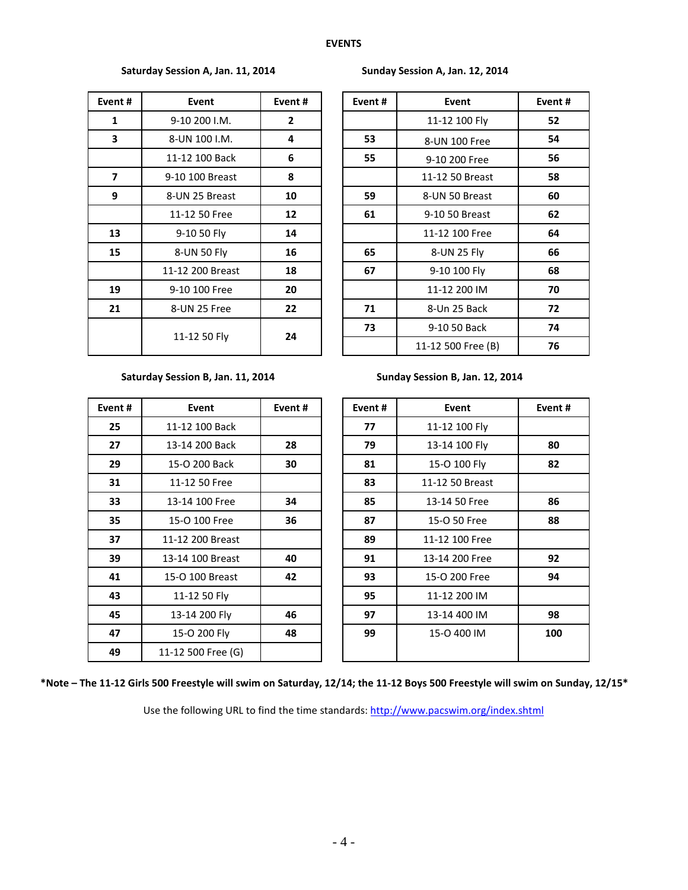# EVENTS

**Saturday Session A, Jan. 11, 2014**

| Event # | Event | Event # |
|---|---|---|
| **1** | 9-10 200 I.M. | **2** |
| **3** | 8-UN 100 I.M. | **4** |
| | 11-12 100 Back | **6** |
| **7** | 9-10 100 Breast | **8** |
| **9** | 8-UN 25 Breast | **10** |
| | 11-12 50 Free | **12** |
| **13** | 9-10 50 Fly | **14** |
| **15** | 8-UN 50 Fly | **16** |
| | 11-12 200 Breast | **18** |
| **19** | 9-10 100 Free | **20** |
| **21** | 8-UN 25 Free | **22** |
| | 11-12 50 Fly | **24** |

**Sunday Session A, Jan. 12, 2014**

| Event # | Event | Event # |
|---|---|---|
| | 11-12 100 Fly | **52** |
| **53** | 8-UN 100 Free | **54** |
| **55** | 9-10 200 Free | **56** |
| | 11-12 50 Breast | **58** |
| **59** | 8-UN 50 Breast | **60** |
| **61** | 9-10 50 Breast | **62** |
| | 11-12 100 Free | **64** |
| **65** | 8-UN 25 Fly | **66** |
| **67** | 9-10 100 Fly | **68** |
| | 11-12 200 IM | **70** |
| **71** | 8-Un 25 Back | **72** |
| **73** | 9-10 50 Back | **74** |
| | 11-12 500 Free (B) | **76** |

**Saturday Session B, Jan. 11, 2014**

| Event # | Event | Event # |
|---|---|---|
| **25** | 11-12 100 Back | |
| **27** | 13-14 200 Back | **28** |
| **29** | 15-O 200 Back | **30** |
| **31** | 11-12 50 Free | |
| **33** | 13-14 100 Free | **34** |
| **35** | 15-O 100 Free | **36** |
| **37** | 11-12 200 Breast | |
| **39** | 13-14 100 Breast | **40** |
| **41** | 15-O 100 Breast | **42** |
| **43** | 11-12 50 Fly | |
| **45** | 13-14 200 Fly | **46** |
| **47** | 15-O 200 Fly | **48** |
| **49** | 11-12 500 Free (G) | |

**Sunday Session B, Jan. 12, 2014**

| Event # | Event | Event # |
|---|---|---|
| **77** | 11-12 100 Fly | |
| **79** | 13-14 100 Fly | **80** |
| **81** | 15-O 100 Fly | **82** |
| **83** | 11-12 50 Breast | |
| **85** | 13-14 50 Free | **86** |
| **87** | 15-O 50 Free | **88** |
| **89** | 11-12 100 Free | |
| **91** | 13-14 200 Free | **92** |
| **93** | 15-O 200 Free | **94** |
| **95** | 11-12 200 IM | |
| **97** | 13-14 400 IM | **98** |
| **99** | 15-O 400 IM | **100** |

**\*Note – The 11-12 Girls 500 Freestyle will swim on Saturday, 12/14; the 11-12 Boys 500 Freestyle will swim on Sunday, 12/15\***

Use the following URL to find the time standards: http://www.pacswim.org/index.shtml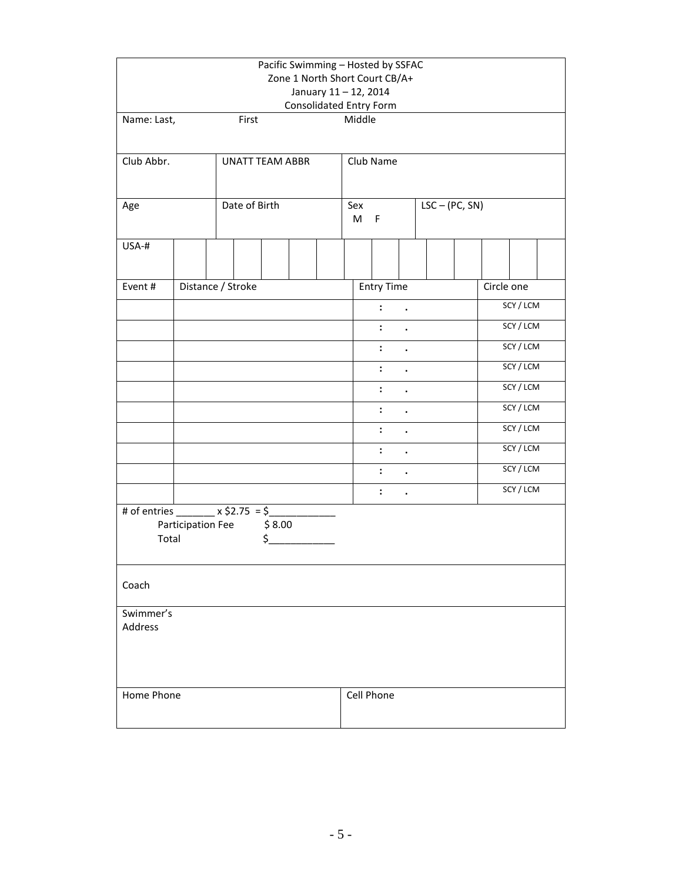Pacific Swimming – Hosted by SSFAC
Zone 1 North Short Court CB/A+
January 11 – 12, 2014
Consolidated Entry Form

| | | | |
|---|---|---|---|
| Name: Last, | First | Middle | |
| Club Abbr. | UNATT TEAM ABBR | Club Name | |
| Age | Date of Birth | Sex<br>M F | LSC – (PC, SN) |

| USA-# | | | | | | | | | | | | | | |
|---|---|---|---|---|---|---|---|---|---|---|---|---|---|---|
| | | | | | | | | | | | | | | |

| Event # | Distance / Stroke | Entry Time | Circle one |
|---|---|---|---|
| | | : . | SCY / LCM |
| | | : . | SCY / LCM |
| | | : . | SCY / LCM |
| | | : . | SCY / LCM |
| | | : . | SCY / LCM |
| | | : . | SCY / LCM |
| | | : . | SCY / LCM |
| | | : . | SCY / LCM |
| | | : . | SCY / LCM |
| | | : . | SCY / LCM |

# of entries _______ x $2.75 = $____________
Participation Fee $ 8.00
Total $____________

Coach

Swimmer's Address

| | |
|---|---|
| Home Phone | Cell Phone |